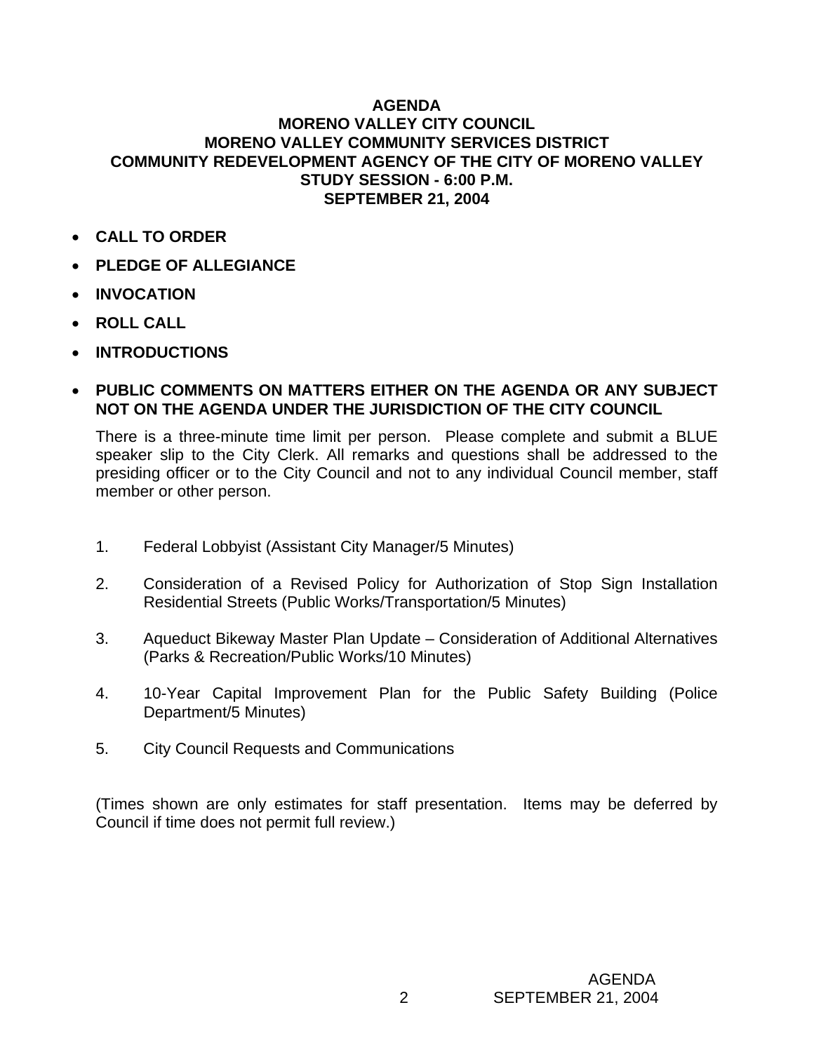# AGENDA
# MORENO VALLEY CITY COUNCIL
# MORENO VALLEY COMMUNITY SERVICES DISTRICT
# COMMUNITY REDEVELOPMENT AGENCY OF THE CITY OF MORENO VALLEY
# STUDY SESSION - 6:00 P.M.
# SEPTEMBER 21, 2004

- **CALL TO ORDER**
- **PLEDGE OF ALLEGIANCE**
- **INVOCATION**
- **ROLL CALL**
- **INTRODUCTIONS**
- **PUBLIC COMMENTS ON MATTERS EITHER ON THE AGENDA OR ANY SUBJECT NOT ON THE AGENDA UNDER THE JURISDICTION OF THE CITY COUNCIL**

  There is a three-minute time limit per person. Please complete and submit a BLUE speaker slip to the City Clerk. All remarks and questions shall be addressed to the presiding officer or to the City Council and not to any individual Council member, staff member or other person.

1. Federal Lobbyist (Assistant City Manager/5 Minutes)

2. Consideration of a Revised Policy for Authorization of Stop Sign Installation Residential Streets (Public Works/Transportation/5 Minutes)

3. Aqueduct Bikeway Master Plan Update – Consideration of Additional Alternatives (Parks & Recreation/Public Works/10 Minutes)

4. 10-Year Capital Improvement Plan for the Public Safety Building (Police Department/5 Minutes)

5. City Council Requests and Communications

(Times shown are only estimates for staff presentation. Items may be deferred by Council if time does not permit full review.)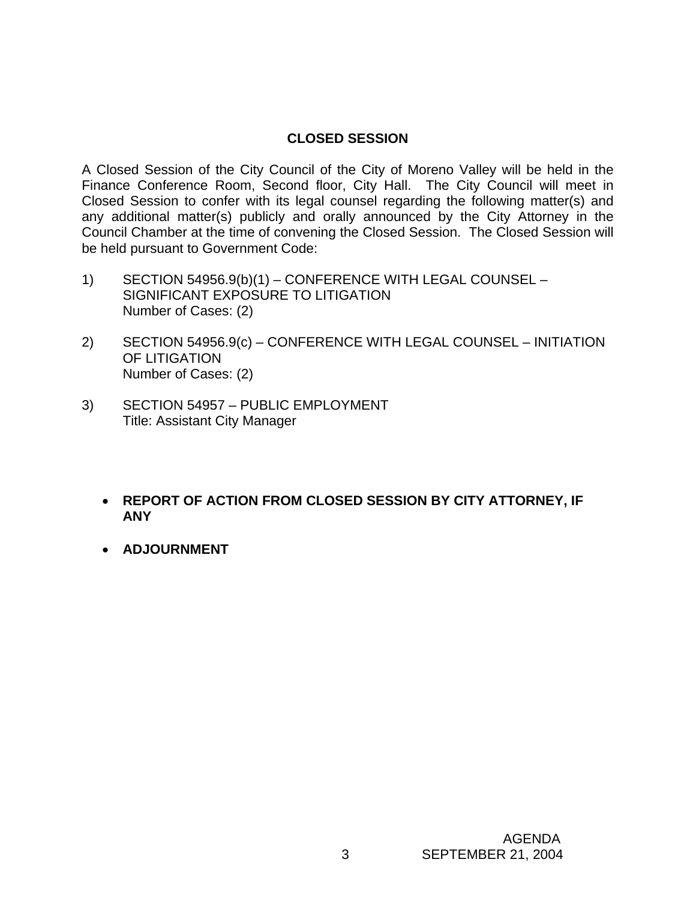## CLOSED SESSION

A Closed Session of the City Council of the City of Moreno Valley will be held in the Finance Conference Room, Second floor, City Hall. The City Council will meet in Closed Session to confer with its legal counsel regarding the following matter(s) and any additional matter(s) publicly and orally announced by the City Attorney in the Council Chamber at the time of convening the Closed Session. The Closed Session will be held pursuant to Government Code:

1) SECTION 54956.9(b)(1) – CONFERENCE WITH LEGAL COUNSEL – SIGNIFICANT EXPOSURE TO LITIGATION
   Number of Cases: (2)

2) SECTION 54956.9(c) – CONFERENCE WITH LEGAL COUNSEL – INITIATION OF LITIGATION
   Number of Cases: (2)

3) SECTION 54957 – PUBLIC EMPLOYMENT
   Title: Assistant City Manager

- **REPORT OF ACTION FROM CLOSED SESSION BY CITY ATTORNEY, IF ANY**
- **ADJOURNMENT**